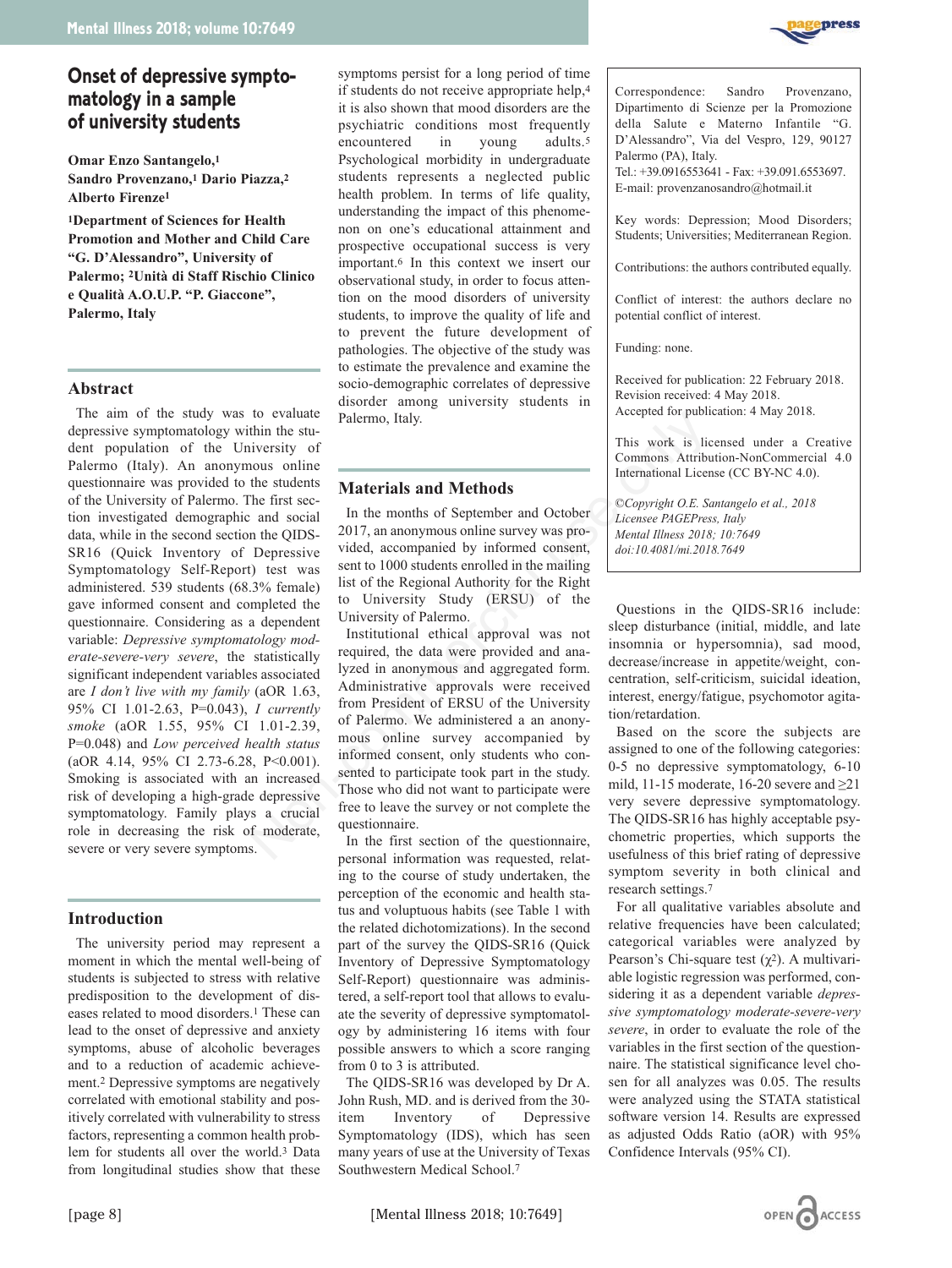# Onset of depressive symptomatology in a sample of university students

**Omar Enzo Santangelo,[1] Sandro Provenzano,[1] Dario Piazza,[2] Alberto Firenze[1]**

**[1]Department of Sciences for Health Promotion and Mother and Child Care "G. D'Alessandro", University of Palermo; [2]Unità di Staff Rischio Clinico e Qualità A.O.U.P. "P. Giaccone", Palermo, Italy**

Correspondence: Sandro Provenzano, Dipartimento di Scienze per la Promozione della Salute e Materno Infantile "G. D'Alessandro", Via del Vespro, 129, 90127 Palermo (PA), Italy.
Tel.: +39.0916553641 - Fax: +39.091.6553697.
E-mail: provenzanosandro@hotmail.it

Key words: Depression; Mood Disorders; Students; Universities; Mediterranean Region.

Contributions: the authors contributed equally.

Conflict of interest: the authors declare no potential conflict of interest.

Funding: none.

Received for publication: 22 February 2018.
Revision received: 4 May 2018.
Accepted for publication: 4 May 2018.

This work is licensed under a Creative Commons Attribution-NonCommercial 4.0 International License (CC BY-NC 4.0).

*©Copyright O.E. Santangelo et al., 2018*
*Licensee PAGEPress, Italy*
*Mental Illness 2018; 10:7649*
*doi:10.4081/mi.2018.7649*

## Abstract

The aim of the study was to evaluate depressive symptomatology within the student population of the University of Palermo (Italy). An anonymous online questionnaire was provided to the students of the University of Palermo. The first section investigated demographic and social data, while in the second section the QIDS-SR16 (Quick Inventory of Depressive Symptomatology Self-Report) test was administered. 539 students (68.3% female) gave informed consent and completed the questionnaire. Considering as a dependent variable: *Depressive symptomatology moderate-severe-very severe*, the statistically significant independent variables associated are *I don't live with my family* (aOR 1.63, 95% CI 1.01-2.63, P=0.043), *I currently smoke* (aOR 1.55, 95% CI 1.01-2.39, P=0.048) and *Low perceived health status* (aOR 4.14, 95% CI 2.73-6.28, P<0.001). Smoking is associated with an increased risk of developing a high-grade depressive symptomatology. Family plays a crucial role in decreasing the risk of moderate, severe or very severe symptoms.

## Introduction

The university period may represent a moment in which the mental well-being of students is subjected to stress with relative predisposition to the development of diseases related to mood disorders.[1] These can lead to the onset of depressive and anxiety symptoms, abuse of alcoholic beverages and to a reduction of academic achievement.[2] Depressive symptoms are negatively correlated with emotional stability and positively correlated with vulnerability to stress factors, representing a common health problem for students all over the world.[3] Data from longitudinal studies show that these symptoms persist for a long period of time if students do not receive appropriate help,[4] it is also shown that mood disorders are the psychiatric conditions most frequently encountered in young adults.[5] Psychological morbidity in undergraduate students represents a neglected public health problem. In terms of life quality, understanding the impact of this phenomenon on one's educational attainment and prospective occupational success is very important.[6] In this context we insert our observational study, in order to focus attention on the mood disorders of university students, to improve the quality of life and to prevent the future development of pathologies. The objective of the study was to estimate the prevalence and examine the socio-demographic correlates of depressive disorder among university students in Palermo, Italy.

## Materials and Methods

In the months of September and October 2017, an anonymous online survey was provided, accompanied by informed consent, sent to 1000 students enrolled in the mailing list of the Regional Authority for the Right to University Study (ERSU) of the University of Palermo.

Institutional ethical approval was not required, the data were provided and analyzed in anonymous and aggregated form. Administrative approvals were received from President of ERSU of the University of Palermo. We administered a an anonymous online survey accompanied by informed consent, only students who consented to participate took part in the study. Those who did not want to participate were free to leave the survey or not complete the questionnaire.

In the first section of the questionnaire, personal information was requested, relating to the course of study undertaken, the perception of the economic and health status and voluptuous habits (see Table 1 with the related dichotomizations). In the second part of the survey the QIDS-SR16 (Quick Inventory of Depressive Symptomatology Self-Report) questionnaire was administered, a self-report tool that allows to evaluate the severity of depressive symptomatology by administering 16 items with four possible answers to which a score ranging from 0 to 3 is attributed.

The QIDS-SR16 was developed by Dr A. John Rush, MD. and is derived from the 30-item Inventory of Depressive Symptomatology (IDS), which has seen many years of use at the University of Texas Southwestern Medical School.[7]

Questions in the QIDS-SR16 include: sleep disturbance (initial, middle, and late insomnia or hypersomnia), sad mood, decrease/increase in appetite/weight, concentration, self-criticism, suicidal ideation, interest, energy/fatigue, psychomotor agitation/retardation.

Based on the score the subjects are assigned to one of the following categories: 0-5 no depressive symptomatology, 6-10 mild, 11-15 moderate, 16-20 severe and ≥21 very severe depressive symptomatology. The QIDS-SR16 has highly acceptable psychometric properties, which supports the usefulness of this brief rating of depressive symptom severity in both clinical and research settings.[7]

For all qualitative variables absolute and relative frequencies have been calculated; categorical variables were analyzed by Pearson's Chi-square test ($\chi^2$). A multivariable logistic regression was performed, considering it as a dependent variable *depressive symptomatology moderate-severe-very severe*, in order to evaluate the role of the variables in the first section of the questionnaire. The statistical significance level chosen for all analyzes was 0.05. The results were analyzed using the STATA statistical software version 14. Results are expressed as adjusted Odds Ratio (aOR) with 95% Confidence Intervals (95% CI).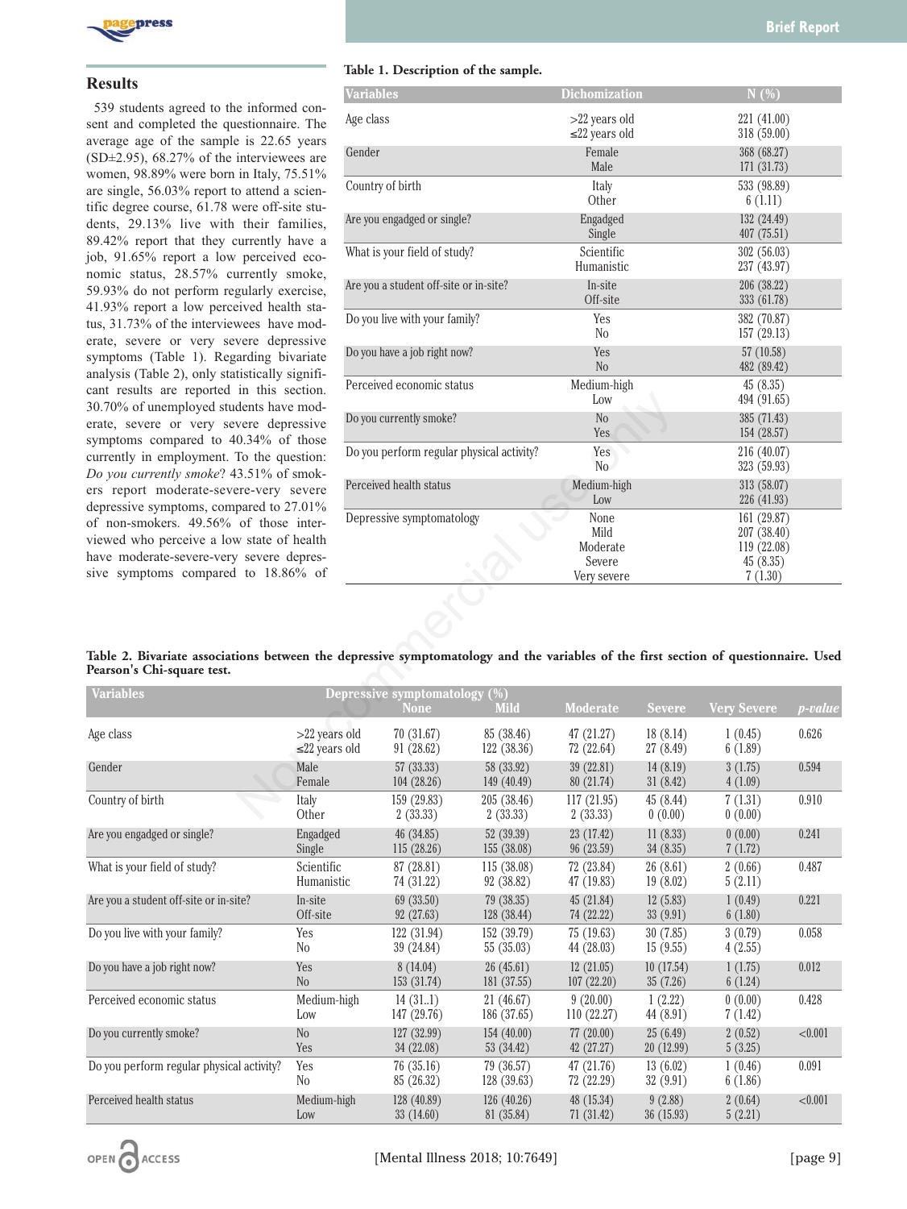## Results

539 students agreed to the informed consent and completed the questionnaire. The average age of the sample is 22.65 years (SD±2.95), 68.27% of the interviewees are women, 98.89% were born in Italy, 75.51% are single, 56.03% report to attend a scientific degree course, 61.78 were off-site students, 29.13% live with their families, 89.42% report that they currently have a job, 91.65% report a low perceived economic status, 28.57% currently smoke, 59.93% do not perform regularly exercise, 41.93% report a low perceived health status, 31.73% of the interviewees have moderate, severe or very severe depressive symptoms (Table 1). Regarding bivariate analysis (Table 2), only statistically significant results are reported in this section. 30.70% of unemployed students have moderate, severe or very severe depressive symptoms compared to 40.34% of those currently in employment. To the question: *Do you currently smoke*? 43.51% of smokers report moderate-severe-very severe depressive symptoms, compared to 27.01% of non-smokers. 49.56% of those interviewed who perceive a low state of health have moderate-severe-very severe depressive symptoms compared to 18.86% of

**Table 1. Description of the sample.**

| Variables | Dichomization | N (%) |
|---|---|---|
| Age class | >22 years old | 221 (41.00) |
| | ≤22 years old | 318 (59.00) |
| Gender | Female | 368 (68.27) |
| | Male | 171 (31.73) |
| Country of birth | Italy | 533 (98.89) |
| | Other | 6 (1.11) |
| Are you engadged or single? | Engadged | 132 (24.49) |
| | Single | 407 (75.51) |
| What is your field of study? | Scientific | 302 (56.03) |
| | Humanistic | 237 (43.97) |
| Are you a student off-site or in-site? | In-site | 206 (38.22) |
| | Off-site | 333 (61.78) |
| Do you live with your family? | Yes | 382 (70.87) |
| | No | 157 (29.13) |
| Do you have a job right now? | Yes | 57 (10.58) |
| | No | 482 (89.42) |
| Perceived economic status | Medium-high | 45 (8.35) |
| | Low | 494 (91.65) |
| Do you currently smoke? | No | 385 (71.43) |
| | Yes | 154 (28.57) |
| Do you perform regular physical activity? | Yes | 216 (40.07) |
| | No | 323 (59.93) |
| Perceived health status | Medium-high | 313 (58.07) |
| | Low | 226 (41.93) |
| Depressive symptomatology | None | 161 (29.87) |
| | Mild | 207 (38.40) |
| | Moderate | 119 (22.08) |
| | Severe | 45 (8.35) |
| | Very severe | 7 (1.30) |

**Table 2. Bivariate associations between the depressive symptomatology and the variables of the first section of questionnaire. Used Pearson's Chi-square test.**

| Variables | | Depressive symptomatology (%) | | | | | |
|---|---|---|---|---|---|---|---|
| | | None | Mild | Moderate | Severe | Very Severe | *p-value* |
| Age class | >22 years old | 70 (31.67) | 85 (38.46) | 47 (21.27) | 18 (8.14) | 1 (0.45) | 0.626 |
| | ≤22 years old | 91 (28.62) | 122 (38.36) | 72 (22.64) | 27 (8.49) | 6 (1.89) | |
| Gender | Male | 57 (33.33) | 58 (33.92) | 39 (22.81) | 14 (8.19) | 3 (1.75) | 0.594 |
| | Female | 104 (28.26) | 149 (40.49) | 80 (21.74) | 31 (8.42) | 4 (1.09) | |
| Country of birth | Italy | 159 (29.83) | 205 (38.46) | 117 (21.95) | 45 (8.44) | 7 (1.31) | 0.910 |
| | Other | 2 (33.33) | 2 (33.33) | 2 (33.33) | 0 (0.00) | 0 (0.00) | |
| Are you engadged or single? | Engadged | 46 (34.85) | 52 (39.39) | 23 (17.42) | 11 (8.33) | 0 (0.00) | 0.241 |
| | Single | 115 (28.26) | 155 (38.08) | 96 (23.59) | 34 (8.35) | 7 (1.72) | |
| What is your field of study? | Scientific | 87 (28.81) | 115 (38.08) | 72 (23.84) | 26 (8.61) | 2 (0.66) | 0.487 |
| | Humanistic | 74 (31.22) | 92 (38.82) | 47 (19.83) | 19 (8.02) | 5 (2.11) | |
| Are you a student off-site or in-site? | In-site | 69 (33.50) | 79 (38.35) | 45 (21.84) | 12 (5.83) | 1 (0.49) | 0.221 |
| | Off-site | 92 (27.63) | 128 (38.44) | 74 (22.22) | 33 (9.91) | 6 (1.80) | |
| Do you live with your family? | Yes | 122 (31.94) | 152 (39.79) | 75 (19.63) | 30 (7.85) | 3 (0.79) | 0.058 |
| | No | 39 (24.84) | 55 (35.03) | 44 (28.03) | 15 (9.55) | 4 (2.55) | |
| Do you have a job right now? | Yes | 8 (14.04) | 26 (45.61) | 12 (21.05) | 10 (17.54) | 1 (1.75) | 0.012 |
| | No | 153 (31.74) | 181 (37.55) | 107 (22.20) | 35 (7.26) | 6 (1.24) | |
| Perceived economic status | Medium-high | 14 (31.11) | 21 (46.67) | 9 (20.00) | 1 (2.22) | 0 (0.00) | 0.428 |
| | Low | 147 (29.76) | 186 (37.65) | 110 (22.27) | 44 (8.91) | 7 (1.42) | |
| Do you currently smoke? | No | 127 (32.99) | 154 (40.00) | 77 (20.00) | 25 (6.49) | 2 (0.52) | <0.001 |
| | Yes | 34 (22.08) | 53 (34.42) | 42 (27.27) | 20 (12.99) | 5 (3.25) | |
| Do you perform regular physical activity? | Yes | 76 (35.16) | 79 (36.57) | 47 (21.76) | 13 (6.02) | 1 (0.46) | 0.091 |
| | No | 85 (26.32) | 128 (39.63) | 72 (22.29) | 32 (9.91) | 6 (1.86) | |
| Perceived health status | Medium-high | 128 (40.89) | 126 (40.26) | 48 (15.34) | 9 (2.88) | 2 (0.64) | <0.001 |
| | Low | 33 (14.60) | 81 (35.84) | 71 (31.42) | 36 (15.93) | 5 (2.21) | |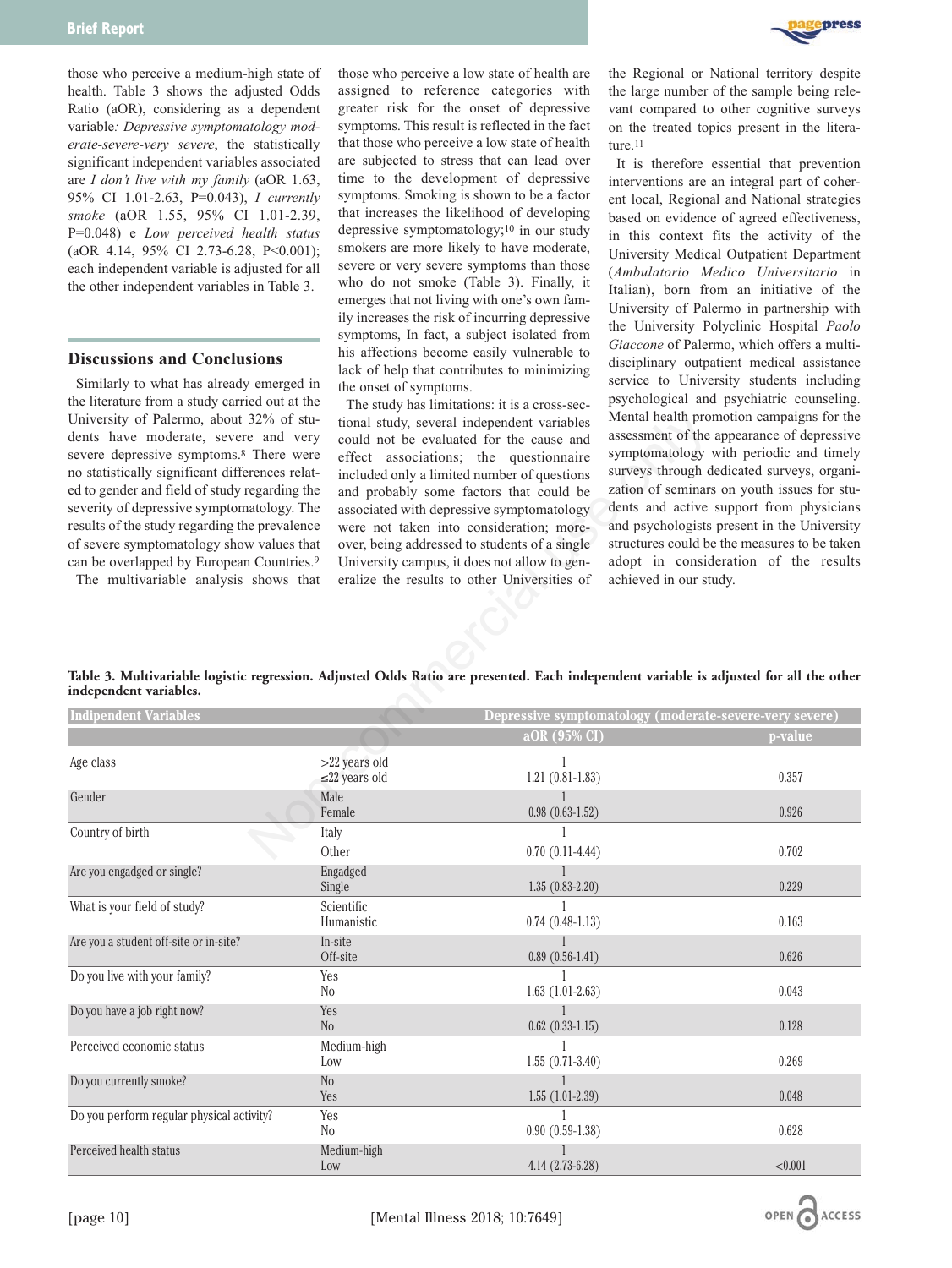those who perceive a medium-high state of health. Table 3 shows the adjusted Odds Ratio (aOR), considering as a dependent variable*: Depressive symptomatology moderate-severe-very severe*, the statistically significant independent variables associated are *I don't live with my family* (aOR 1.63, 95% CI 1.01-2.63, P=0.043), *I currently smoke* (aOR 1.55, 95% CI 1.01-2.39, P=0.048) e *Low perceived health status* (aOR 4.14, 95% CI 2.73-6.28, P<0.001); each independent variable is adjusted for all the other independent variables in Table 3.

## Discussions and Conclusions

Similarly to what has already emerged in the literature from a study carried out at the University of Palermo, about 32% of students have moderate, severe and very severe depressive symptoms.[8] There were no statistically significant differences related to gender and field of study regarding the severity of depressive symptomatology. The results of the study regarding the prevalence of severe symptomatology show values that can be overlapped by European Countries.[9]

The multivariable analysis shows that those who perceive a low state of health are assigned to reference categories with greater risk for the onset of depressive symptoms. This result is reflected in the fact that those who perceive a low state of health are subjected to stress that can lead over time to the development of depressive symptoms. Smoking is shown to be a factor that increases the likelihood of developing depressive symptomatology;[10] in our study smokers are more likely to have moderate, severe or very severe symptoms than those who do not smoke (Table 3). Finally, it emerges that not living with one's own family increases the risk of incurring depressive symptoms, In fact, a subject isolated from his affections become easily vulnerable to lack of help that contributes to minimizing the onset of symptoms.

The study has limitations: it is a cross-sectional study, several independent variables could not be evaluated for the cause and effect associations; the questionnaire included only a limited number of questions and probably some factors that could be associated with depressive symptomatology were not taken into consideration; moreover, being addressed to students of a single University campus, it does not allow to generalize the results to other Universities of the Regional or National territory despite the large number of the sample being relevant compared to other cognitive surveys on the treated topics present in the literature.[11]

It is therefore essential that prevention interventions are an integral part of coherent local, Regional and National strategies based on evidence of agreed effectiveness, in this context fits the activity of the University Medical Outpatient Department (*Ambulatorio Medico Universitario* in Italian), born from an initiative of the University of Palermo in partnership with the University Polyclinic Hospital *Paolo Giaccone* of Palermo, which offers a multidisciplinary outpatient medical assistance service to University students including psychological and psychiatric counseling. Mental health promotion campaigns for the assessment of the appearance of depressive symptomatology with periodic and timely surveys through dedicated surveys, organization of seminars on youth issues for students and active support from physicians and psychologists present in the University structures could be the measures to be taken adopt in consideration of the results achieved in our study.

**Table 3. Multivariable logistic regression. Adjusted Odds Ratio are presented. Each independent variable is adjusted for all the other independent variables.**

| Indipendent Variables | | Depressive symptomatology (moderate-severe-very severe) | |
|---|---|---|---|
| | | aOR (95% CI) | p-value |
| Age class | >22 years old | 1 | |
| | ≤22 years old | 1.21 (0.81-1.83) | 0.357 |
| Gender | Male | 1 | |
| | Female | 0.98 (0.63-1.52) | 0.926 |
| Country of birth | Italy | 1 | |
| | Other | 0.70 (0.11-4.44) | 0.702 |
| Are you engadged or single? | Engadged | 1 | |
| | Single | 1.35 (0.83-2.20) | 0.229 |
| What is your field of study? | Scientific | 1 | |
| | Humanistic | 0.74 (0.48-1.13) | 0.163 |
| Are you a student off-site or in-site? | In-site | 1 | |
| | Off-site | 0.89 (0.56-1.41) | 0.626 |
| Do you live with your family? | Yes | 1 | |
| | No | 1.63 (1.01-2.63) | 0.043 |
| Do you have a job right now? | Yes | 1 | |
| | No | 0.62 (0.33-1.15) | 0.128 |
| Perceived economic status | Medium-high | 1 | |
| | Low | 1.55 (0.71-3.40) | 0.269 |
| Do you currently smoke? | No | 1 | |
| | Yes | 1.55 (1.01-2.39) | 0.048 |
| Do you perform regular physical activity? | Yes | 1 | |
| | No | 0.90 (0.59-1.38) | 0.628 |
| Perceived health status | Medium-high | 1 | |
| | Low | 4.14 (2.73-6.28) | <0.001 |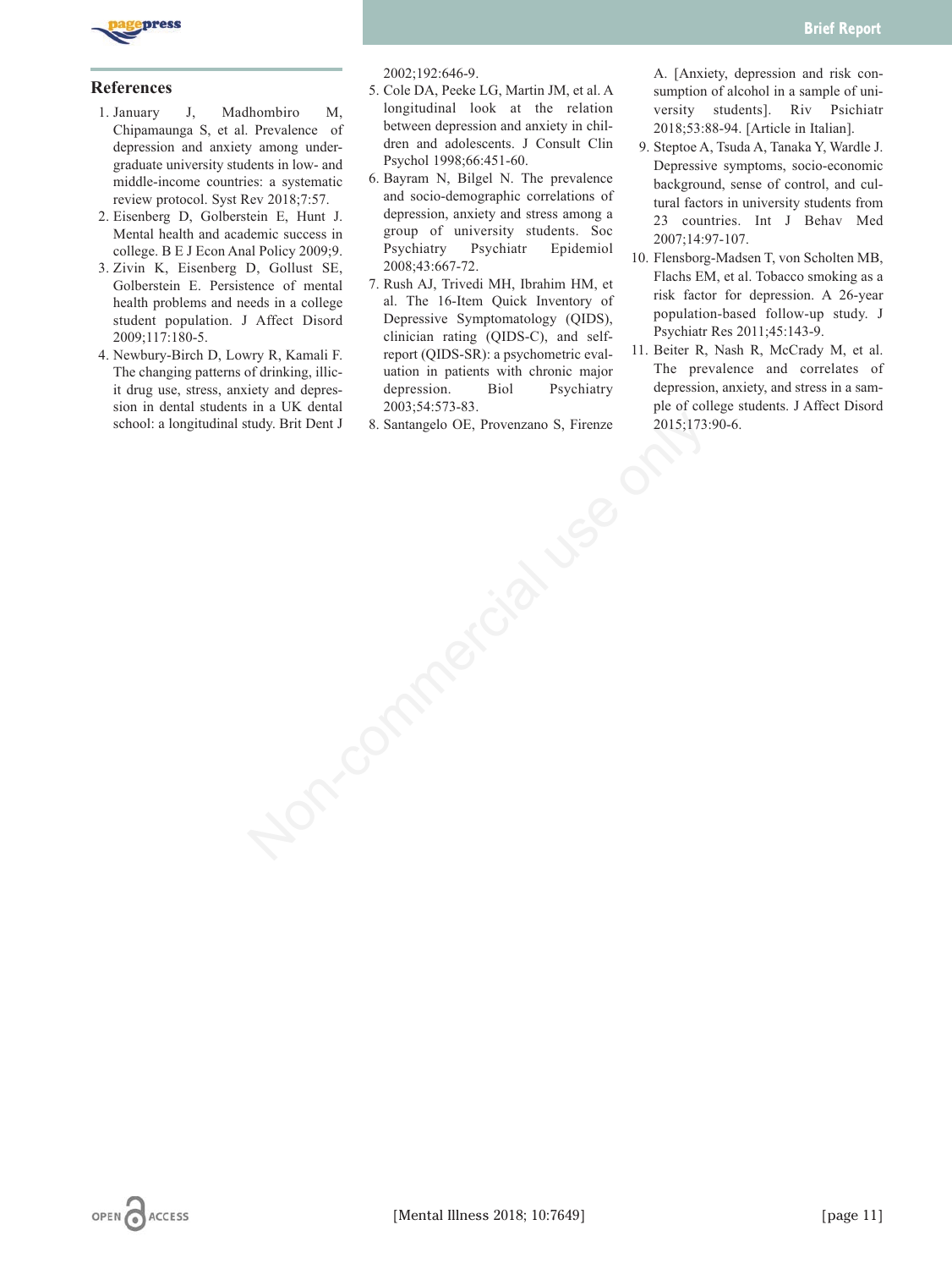## References

1. January J, Madhombiro M, Chipamaunga S, et al. Prevalence of depression and anxiety among undergraduate university students in low- and middle-income countries: a systematic review protocol. Syst Rev 2018;7:57.
2. Eisenberg D, Golberstein E, Hunt J. Mental health and academic success in college. B E J Econ Anal Policy 2009;9.
3. Zivin K, Eisenberg D, Gollust SE, Golberstein E. Persistence of mental health problems and needs in a college student population. J Affect Disord 2009;117:180-5.
4. Newbury-Birch D, Lowry R, Kamali F. The changing patterns of drinking, illicit drug use, stress, anxiety and depression in dental students in a UK dental school: a longitudinal study. Brit Dent J 2002;192:646-9.
5. Cole DA, Peeke LG, Martin JM, et al. A longitudinal look at the relation between depression and anxiety in children and adolescents. J Consult Clin Psychol 1998;66:451-60.
6. Bayram N, Bilgel N. The prevalence and socio-demographic correlations of depression, anxiety and stress among a group of university students. Soc Psychiatry Psychiatr Epidemiol 2008;43:667-72.
7. Rush AJ, Trivedi MH, Ibrahim HM, et al. The 16-Item Quick Inventory of Depressive Symptomatology (QIDS), clinician rating (QIDS-C), and self-report (QIDS-SR): a psychometric evaluation in patients with chronic major depression. Biol Psychiatry 2003;54:573-83.
8. Santangelo OE, Provenzano S, Firenze A. [Anxiety, depression and risk consumption of alcohol in a sample of university students]. Riv Psichiatr 2018;53:88-94. [Article in Italian].
9. Steptoe A, Tsuda A, Tanaka Y, Wardle J. Depressive symptoms, socio-economic background, sense of control, and cultural factors in university students from 23 countries. Int J Behav Med 2007;14:97-107.
10. Flensborg-Madsen T, von Scholten MB, Flachs EM, et al. Tobacco smoking as a risk factor for depression. A 26-year population-based follow-up study. J Psychiatr Res 2011;45:143-9.
11. Beiter R, Nash R, McCrady M, et al. The prevalence and correlates of depression, anxiety, and stress in a sample of college students. J Affect Disord 2015;173:90-6.